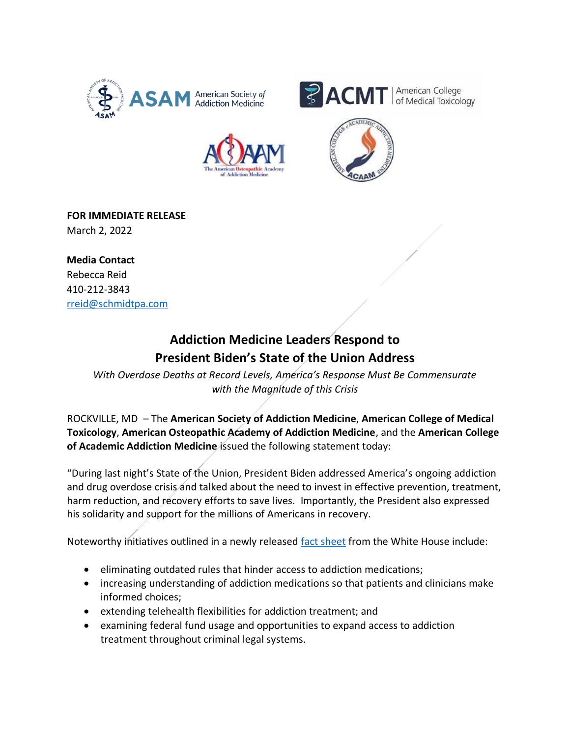**FOR IMMEDIATE RELEASE**
March 2, 2022

**Media Contact**
Rebecca Reid
410-212-3843
[rreid@schmidtpa.com](mailto:rreid@schmidtpa.com)

# Addiction Medicine Leaders Respond to President Biden's State of the Union Address

*With Overdose Deaths at Record Levels, America's Response Must Be Commensurate with the Magnitude of this Crisis*

ROCKVILLE, MD – The **American Society of Addiction Medicine**, **American College of Medical Toxicology**, **American Osteopathic Academy of Addiction Medicine**, and the **American College of Academic Addiction Medicine** issued the following statement today:

"During last night's State of the Union, President Biden addressed America's ongoing addiction and drug overdose crisis and talked about the need to invest in effective prevention, treatment, harm reduction, and recovery efforts to save lives. Importantly, the President also expressed his solidarity and support for the millions of Americans in recovery.

Noteworthy initiatives outlined in a newly released fact sheet from the White House include:

- eliminating outdated rules that hinder access to addiction medications;
- increasing understanding of addiction medications so that patients and clinicians make informed choices;
- extending telehealth flexibilities for addiction treatment; and
- examining federal fund usage and opportunities to expand access to addiction treatment throughout criminal legal systems.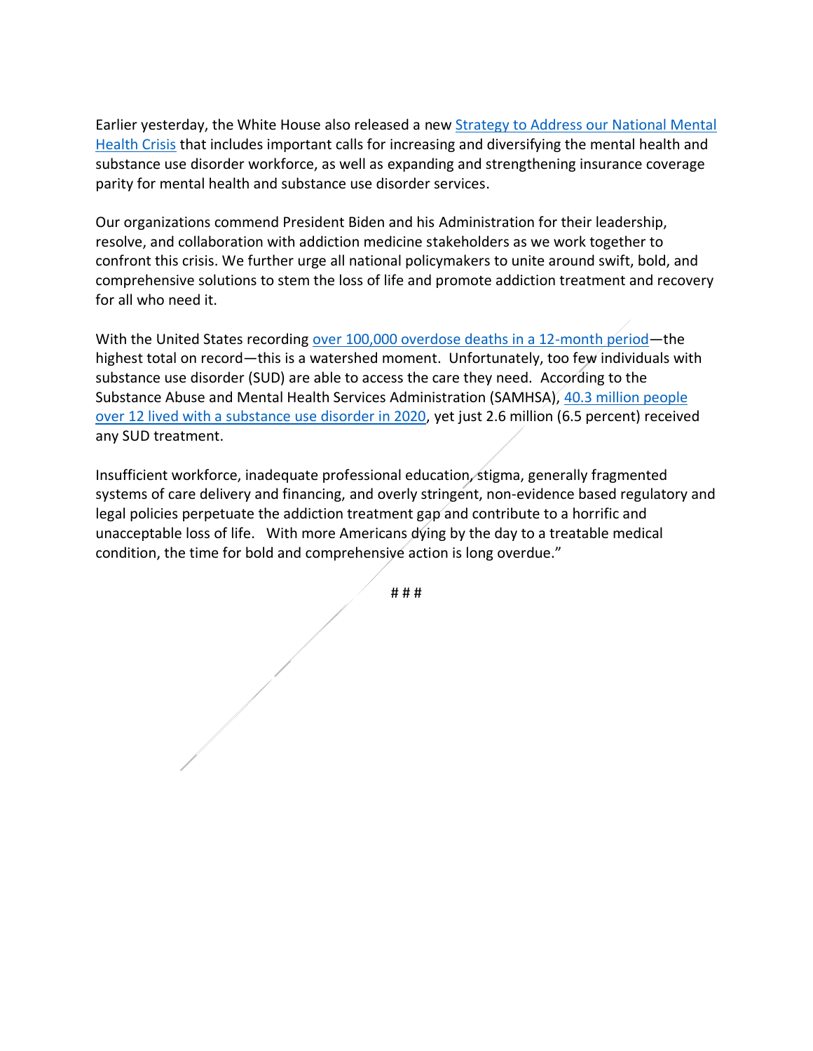Earlier yesterday, the White House also released a new Strategy to Address our National Mental Health Crisis that includes important calls for increasing and diversifying the mental health and substance use disorder workforce, as well as expanding and strengthening insurance coverage parity for mental health and substance use disorder services.

Our organizations commend President Biden and his Administration for their leadership, resolve, and collaboration with addiction medicine stakeholders as we work together to confront this crisis. We further urge all national policymakers to unite around swift, bold, and comprehensive solutions to stem the loss of life and promote addiction treatment and recovery for all who need it.

With the United States recording over 100,000 overdose deaths in a 12-month period—the highest total on record—this is a watershed moment. Unfortunately, too few individuals with substance use disorder (SUD) are able to access the care they need. According to the Substance Abuse and Mental Health Services Administration (SAMHSA), 40.3 million people over 12 lived with a substance use disorder in 2020, yet just 2.6 million (6.5 percent) received any SUD treatment.

Insufficient workforce, inadequate professional education, stigma, generally fragmented systems of care delivery and financing, and overly stringent, non-evidence based regulatory and legal policies perpetuate the addiction treatment gap and contribute to a horrific and unacceptable loss of life. With more Americans dying by the day to a treatable medical condition, the time for bold and comprehensive action is long overdue."

# # #